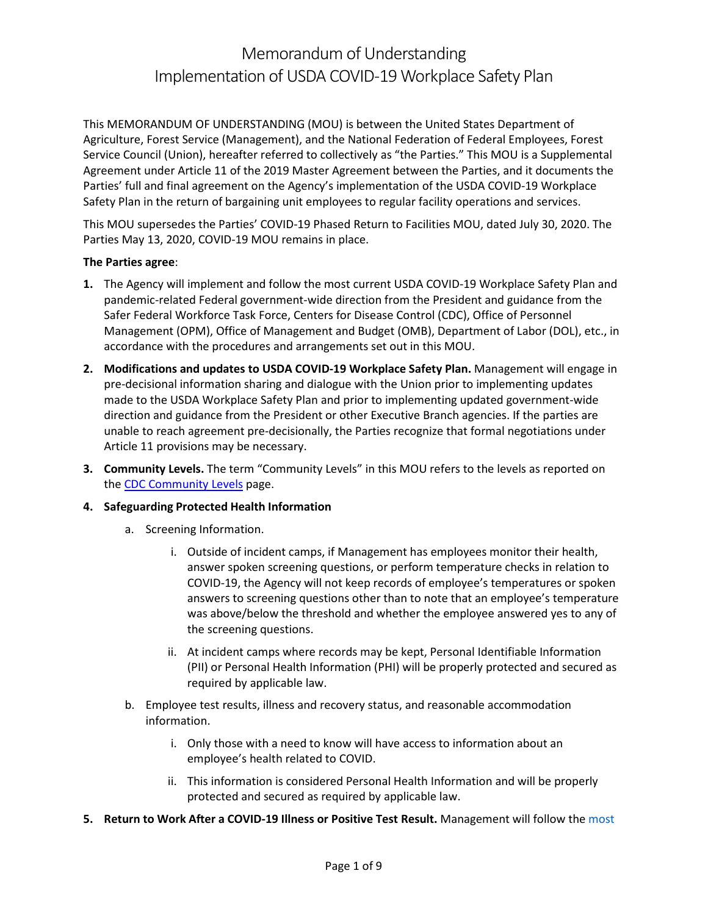# Memorandum of Understanding
# Implementation of USDA COVID-19 Workplace Safety Plan

This MEMORANDUM OF UNDERSTANDING (MOU) is between the United States Department of Agriculture, Forest Service (Management), and the National Federation of Federal Employees, Forest Service Council (Union), hereafter referred to collectively as "the Parties." This MOU is a Supplemental Agreement under Article 11 of the 2019 Master Agreement between the Parties, and it documents the Parties' full and final agreement on the Agency's implementation of the USDA COVID-19 Workplace Safety Plan in the return of bargaining unit employees to regular facility operations and services.

This MOU supersedes the Parties' COVID-19 Phased Return to Facilities MOU, dated July 30, 2020. The Parties May 13, 2020, COVID-19 MOU remains in place.

**The Parties agree**:

1. The Agency will implement and follow the most current USDA COVID-19 Workplace Safety Plan and pandemic-related Federal government-wide direction from the President and guidance from the Safer Federal Workforce Task Force, Centers for Disease Control (CDC), Office of Personnel Management (OPM), Office of Management and Budget (OMB), Department of Labor (DOL), etc., in accordance with the procedures and arrangements set out in this MOU.
2. **Modifications and updates to USDA COVID-19 Workplace Safety Plan.** Management will engage in pre-decisional information sharing and dialogue with the Union prior to implementing updates made to the USDA Workplace Safety Plan and prior to implementing updated government-wide direction and guidance from the President or other Executive Branch agencies. If the parties are unable to reach agreement pre-decisionally, the Parties recognize that formal negotiations under Article 11 provisions may be necessary.
3. **Community Levels.** The term "Community Levels" in this MOU refers to the levels as reported on the CDC Community Levels page.
4. **Safeguarding Protected Health Information**
    a. Screening Information.
        i. Outside of incident camps, if Management has employees monitor their health, answer spoken screening questions, or perform temperature checks in relation to COVID-19, the Agency will not keep records of employee's temperatures or spoken answers to screening questions other than to note that an employee's temperature was above/below the threshold and whether the employee answered yes to any of the screening questions.
        ii. At incident camps where records may be kept, Personal Identifiable Information (PII) or Personal Health Information (PHI) will be properly protected and secured as required by applicable law.
    b. Employee test results, illness and recovery status, and reasonable accommodation information.
        i. Only those with a need to know will have access to information about an employee's health related to COVID.
        ii. This information is considered Personal Health Information and will be properly protected and secured as required by applicable law.
5. **Return to Work After a COVID-19 Illness or Positive Test Result.** Management will follow the most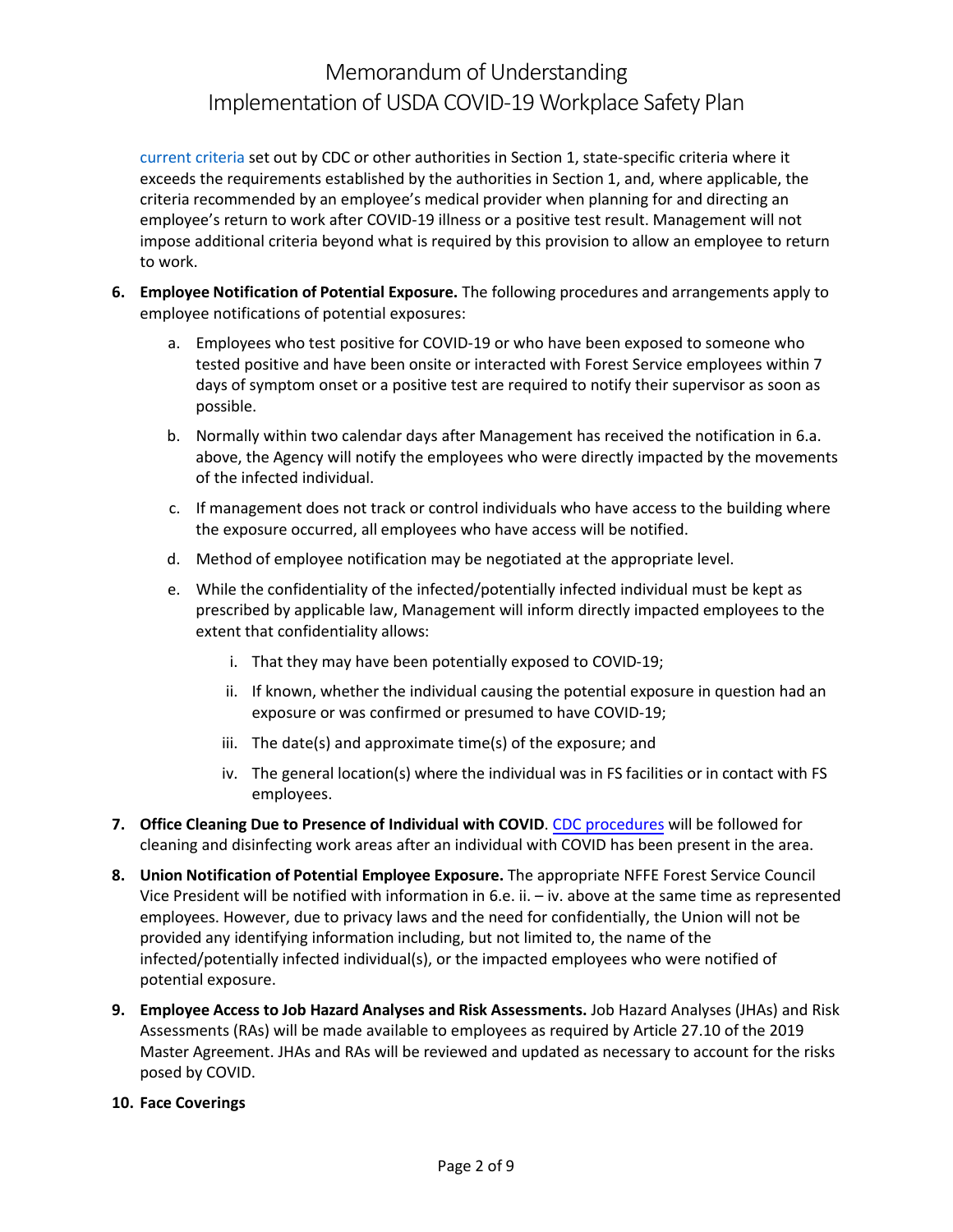current criteria set out by CDC or other authorities in Section 1, state-specific criteria where it exceeds the requirements established by the authorities in Section 1, and, where applicable, the criteria recommended by an employee's medical provider when planning for and directing an employee's return to work after COVID-19 illness or a positive test result. Management will not impose additional criteria beyond what is required by this provision to allow an employee to return to work.

6. **Employee Notification of Potential Exposure.** The following procedures and arrangements apply to employee notifications of potential exposures:

   a. Employees who test positive for COVID-19 or who have been exposed to someone who tested positive and have been onsite or interacted with Forest Service employees within 7 days of symptom onset or a positive test are required to notify their supervisor as soon as possible.

   b. Normally within two calendar days after Management has received the notification in 6.a. above, the Agency will notify the employees who were directly impacted by the movements of the infected individual.

   c. If management does not track or control individuals who have access to the building where the exposure occurred, all employees who have access will be notified.

   d. Method of employee notification may be negotiated at the appropriate level.

   e. While the confidentiality of the infected/potentially infected individual must be kept as prescribed by applicable law, Management will inform directly impacted employees to the extent that confidentiality allows:

      i. That they may have been potentially exposed to COVID-19;

      ii. If known, whether the individual causing the potential exposure in question had an exposure or was confirmed or presumed to have COVID-19;

      iii. The date(s) and approximate time(s) of the exposure; and

      iv. The general location(s) where the individual was in FS facilities or in contact with FS employees.

7. **Office Cleaning Due to Presence of Individual with COVID**. CDC procedures will be followed for cleaning and disinfecting work areas after an individual with COVID has been present in the area.

8. **Union Notification of Potential Employee Exposure.** The appropriate NFFE Forest Service Council Vice President will be notified with information in 6.e. ii. – iv. above at the same time as represented employees. However, due to privacy laws and the need for confidentially, the Union will not be provided any identifying information including, but not limited to, the name of the infected/potentially infected individual(s), or the impacted employees who were notified of potential exposure.

9. **Employee Access to Job Hazard Analyses and Risk Assessments.** Job Hazard Analyses (JHAs) and Risk Assessments (RAs) will be made available to employees as required by Article 27.10 of the 2019 Master Agreement. JHAs and RAs will be reviewed and updated as necessary to account for the risks posed by COVID.

10. **Face Coverings**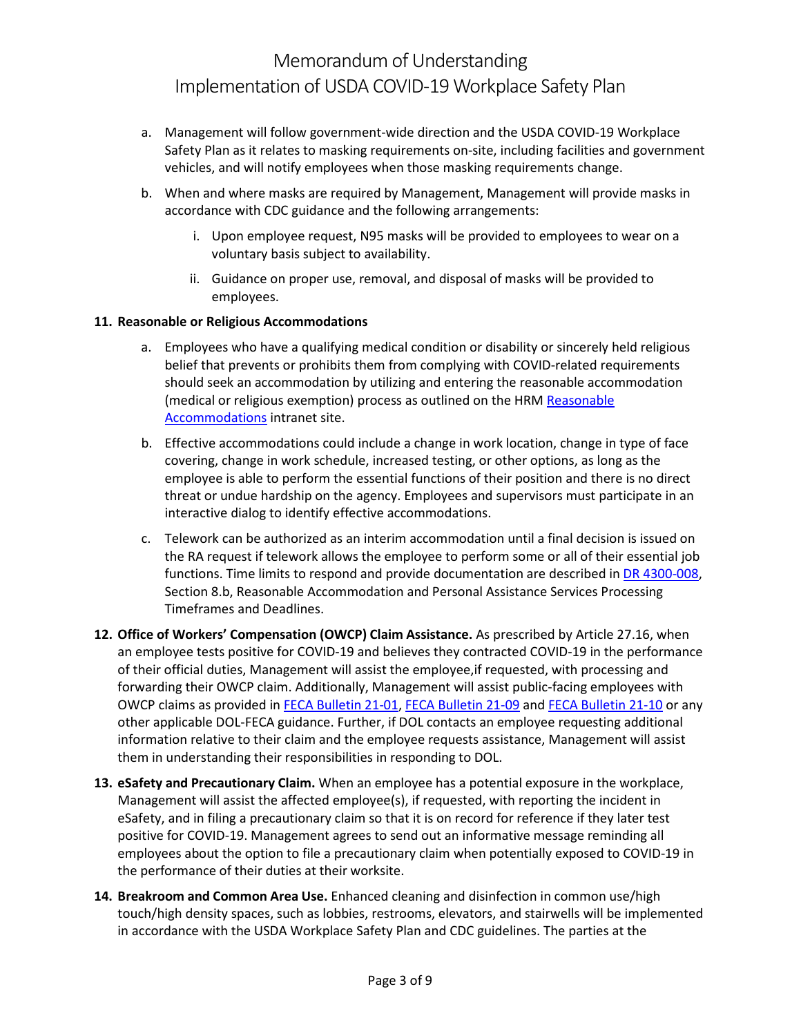a. Management will follow government-wide direction and the USDA COVID-19 Workplace Safety Plan as it relates to masking requirements on-site, including facilities and government vehicles, and will notify employees when those masking requirements change.

b. When and where masks are required by Management, Management will provide masks in accordance with CDC guidance and the following arrangements:

   i. Upon employee request, N95 masks will be provided to employees to wear on a voluntary basis subject to availability.

   ii. Guidance on proper use, removal, and disposal of masks will be provided to employees.

**11. Reasonable or Religious Accommodations**

a. Employees who have a qualifying medical condition or disability or sincerely held religious belief that prevents or prohibits them from complying with COVID-related requirements should seek an accommodation by utilizing and entering the reasonable accommodation (medical or religious exemption) process as outlined on the HRM Reasonable Accommodations intranet site.

b. Effective accommodations could include a change in work location, change in type of face covering, change in work schedule, increased testing, or other options, as long as the employee is able to perform the essential functions of their position and there is no direct threat or undue hardship on the agency. Employees and supervisors must participate in an interactive dialog to identify effective accommodations.

c. Telework can be authorized as an interim accommodation until a final decision is issued on the RA request if telework allows the employee to perform some or all of their essential job functions. Time limits to respond and provide documentation are described in DR 4300-008, Section 8.b, Reasonable Accommodation and Personal Assistance Services Processing Timeframes and Deadlines.

**12. Office of Workers' Compensation (OWCP) Claim Assistance.** As prescribed by Article 27.16, when an employee tests positive for COVID-19 and believes they contracted COVID-19 in the performance of their official duties, Management will assist the employee,if requested, with processing and forwarding their OWCP claim. Additionally, Management will assist public-facing employees with OWCP claims as provided in FECA Bulletin 21-01, FECA Bulletin 21-09 and FECA Bulletin 21-10 or any other applicable DOL-FECA guidance. Further, if DOL contacts an employee requesting additional information relative to their claim and the employee requests assistance, Management will assist them in understanding their responsibilities in responding to DOL.

**13. eSafety and Precautionary Claim.** When an employee has a potential exposure in the workplace, Management will assist the affected employee(s), if requested, with reporting the incident in eSafety, and in filing a precautionary claim so that it is on record for reference if they later test positive for COVID-19. Management agrees to send out an informative message reminding all employees about the option to file a precautionary claim when potentially exposed to COVID-19 in the performance of their duties at their worksite.

**14. Breakroom and Common Area Use.** Enhanced cleaning and disinfection in common use/high touch/high density spaces, such as lobbies, restrooms, elevators, and stairwells will be implemented in accordance with the USDA Workplace Safety Plan and CDC guidelines. The parties at the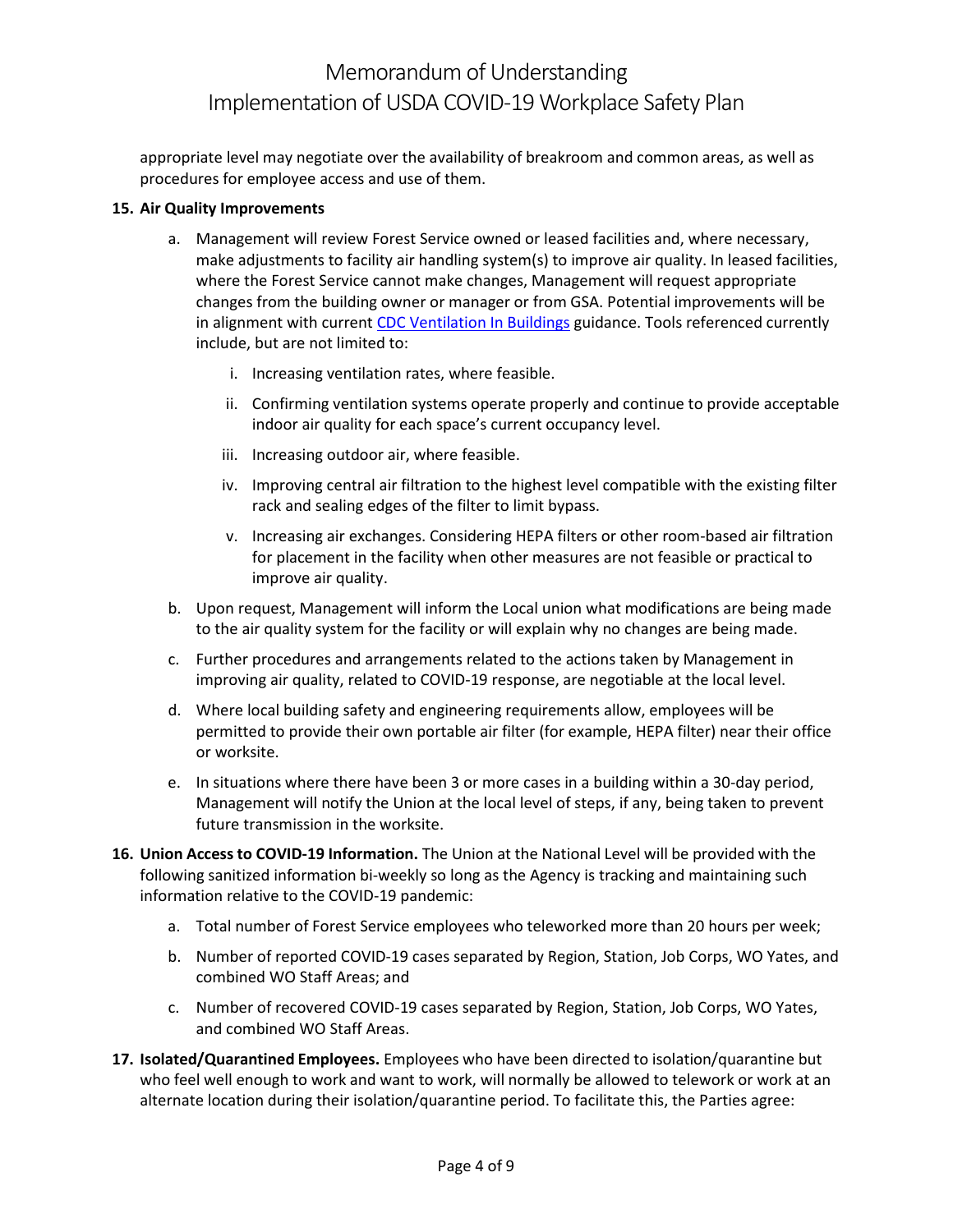appropriate level may negotiate over the availability of breakroom and common areas, as well as procedures for employee access and use of them.

**15. Air Quality Improvements**

a. Management will review Forest Service owned or leased facilities and, where necessary, make adjustments to facility air handling system(s) to improve air quality. In leased facilities, where the Forest Service cannot make changes, Management will request appropriate changes from the building owner or manager or from GSA. Potential improvements will be in alignment with current CDC Ventilation In Buildings guidance. Tools referenced currently include, but are not limited to:

   i. Increasing ventilation rates, where feasible.

   ii. Confirming ventilation systems operate properly and continue to provide acceptable indoor air quality for each space's current occupancy level.

   iii. Increasing outdoor air, where feasible.

   iv. Improving central air filtration to the highest level compatible with the existing filter rack and sealing edges of the filter to limit bypass.

   v. Increasing air exchanges. Considering HEPA filters or other room-based air filtration for placement in the facility when other measures are not feasible or practical to improve air quality.

b. Upon request, Management will inform the Local union what modifications are being made to the air quality system for the facility or will explain why no changes are being made.

c. Further procedures and arrangements related to the actions taken by Management in improving air quality, related to COVID-19 response, are negotiable at the local level.

d. Where local building safety and engineering requirements allow, employees will be permitted to provide their own portable air filter (for example, HEPA filter) near their office or worksite.

e. In situations where there have been 3 or more cases in a building within a 30-day period, Management will notify the Union at the local level of steps, if any, being taken to prevent future transmission in the worksite.

**16. Union Access to COVID-19 Information.** The Union at the National Level will be provided with the following sanitized information bi-weekly so long as the Agency is tracking and maintaining such information relative to the COVID-19 pandemic:

a. Total number of Forest Service employees who teleworked more than 20 hours per week;

b. Number of reported COVID-19 cases separated by Region, Station, Job Corps, WO Yates, and combined WO Staff Areas; and

c. Number of recovered COVID-19 cases separated by Region, Station, Job Corps, WO Yates, and combined WO Staff Areas.

**17. Isolated/Quarantined Employees.** Employees who have been directed to isolation/quarantine but who feel well enough to work and want to work, will normally be allowed to telework or work at an alternate location during their isolation/quarantine period. To facilitate this, the Parties agree: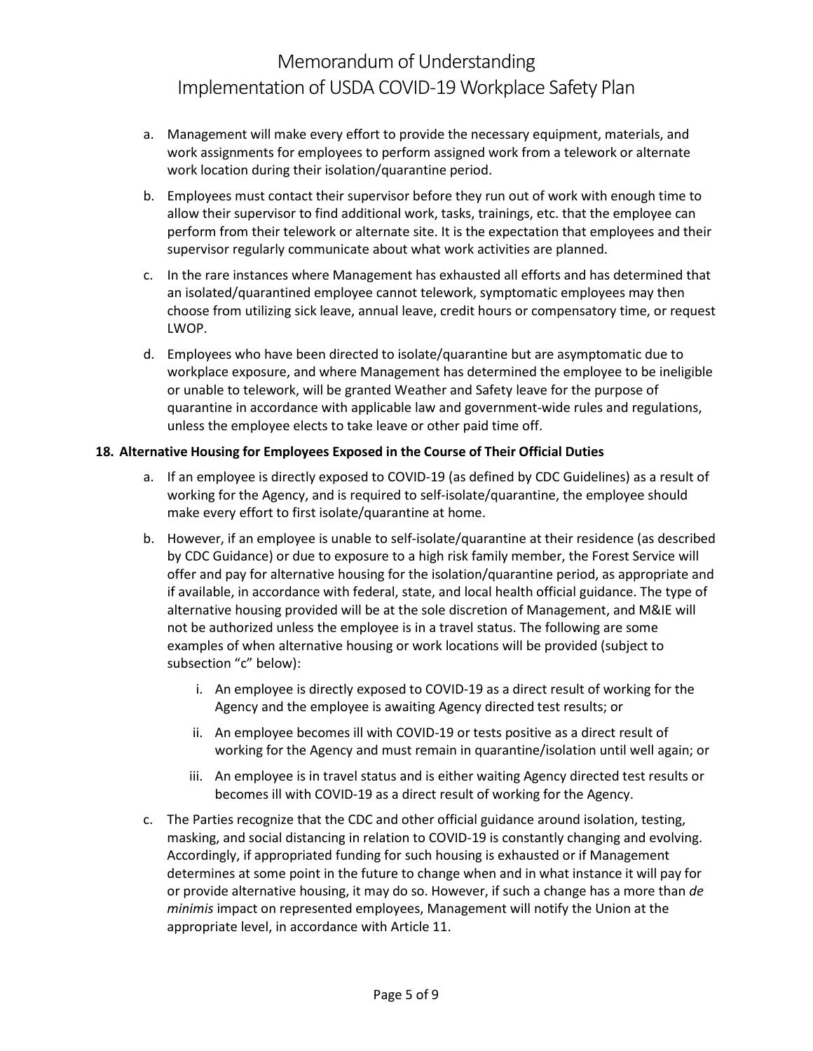a. Management will make every effort to provide the necessary equipment, materials, and work assignments for employees to perform assigned work from a telework or alternate work location during their isolation/quarantine period.

b. Employees must contact their supervisor before they run out of work with enough time to allow their supervisor to find additional work, tasks, trainings, etc. that the employee can perform from their telework or alternate site. It is the expectation that employees and their supervisor regularly communicate about what work activities are planned.

c. In the rare instances where Management has exhausted all efforts and has determined that an isolated/quarantined employee cannot telework, symptomatic employees may then choose from utilizing sick leave, annual leave, credit hours or compensatory time, or request LWOP.

d. Employees who have been directed to isolate/quarantine but are asymptomatic due to workplace exposure, and where Management has determined the employee to be ineligible or unable to telework, will be granted Weather and Safety leave for the purpose of quarantine in accordance with applicable law and government-wide rules and regulations, unless the employee elects to take leave or other paid time off.

**18. Alternative Housing for Employees Exposed in the Course of Their Official Duties**

a. If an employee is directly exposed to COVID-19 (as defined by CDC Guidelines) as a result of working for the Agency, and is required to self-isolate/quarantine, the employee should make every effort to first isolate/quarantine at home.

b. However, if an employee is unable to self-isolate/quarantine at their residence (as described by CDC Guidance) or due to exposure to a high risk family member, the Forest Service will offer and pay for alternative housing for the isolation/quarantine period, as appropriate and if available, in accordance with federal, state, and local health official guidance. The type of alternative housing provided will be at the sole discretion of Management, and M&IE will not be authorized unless the employee is in a travel status. The following are some examples of when alternative housing or work locations will be provided (subject to subsection "c" below):

   i. An employee is directly exposed to COVID-19 as a direct result of working for the Agency and the employee is awaiting Agency directed test results; or

   ii. An employee becomes ill with COVID-19 or tests positive as a direct result of working for the Agency and must remain in quarantine/isolation until well again; or

   iii. An employee is in travel status and is either waiting Agency directed test results or becomes ill with COVID-19 as a direct result of working for the Agency.

c. The Parties recognize that the CDC and other official guidance around isolation, testing, masking, and social distancing in relation to COVID-19 is constantly changing and evolving. Accordingly, if appropriated funding for such housing is exhausted or if Management determines at some point in the future to change when and in what instance it will pay for or provide alternative housing, it may do so. However, if such a change has a more than *de minimis* impact on represented employees, Management will notify the Union at the appropriate level, in accordance with Article 11.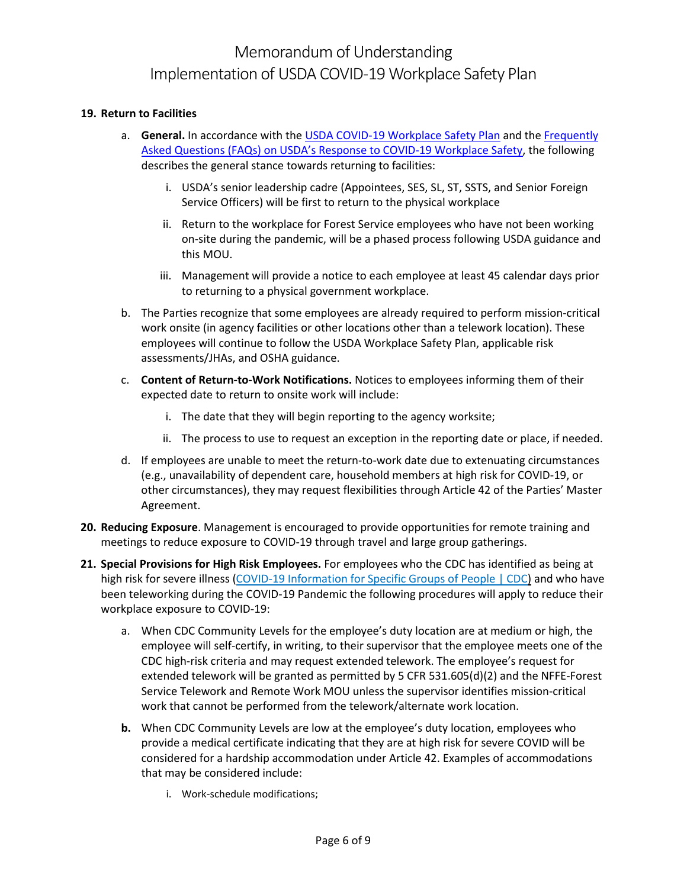**19. Return to Facilities**

a. **General.** In accordance with the USDA COVID-19 Workplace Safety Plan and the Frequently Asked Questions (FAQs) on USDA's Response to COVID-19 Workplace Safety, the following describes the general stance towards returning to facilities:

   i. USDA's senior leadership cadre (Appointees, SES, SL, ST, SSTS, and Senior Foreign Service Officers) will be first to return to the physical workplace

   ii. Return to the workplace for Forest Service employees who have not been working on-site during the pandemic, will be a phased process following USDA guidance and this MOU.

   iii. Management will provide a notice to each employee at least 45 calendar days prior to returning to a physical government workplace.

b. The Parties recognize that some employees are already required to perform mission-critical work onsite (in agency facilities or other locations other than a telework location). These employees will continue to follow the USDA Workplace Safety Plan, applicable risk assessments/JHAs, and OSHA guidance.

c. **Content of Return-to-Work Notifications.** Notices to employees informing them of their expected date to return to onsite work will include:

   i. The date that they will begin reporting to the agency worksite;

   ii. The process to use to request an exception in the reporting date or place, if needed.

d. If employees are unable to meet the return-to-work date due to extenuating circumstances (e.g., unavailability of dependent care, household members at high risk for COVID-19, or other circumstances), they may request flexibilities through Article 42 of the Parties' Master Agreement.

**20. Reducing Exposure**. Management is encouraged to provide opportunities for remote training and meetings to reduce exposure to COVID-19 through travel and large group gatherings.

**21. Special Provisions for High Risk Employees.** For employees who the CDC has identified as being at high risk for severe illness (COVID-19 Information for Specific Groups of People | CDC) and who have been teleworking during the COVID-19 Pandemic the following procedures will apply to reduce their workplace exposure to COVID-19:

a. When CDC Community Levels for the employee's duty location are at medium or high, the employee will self-certify, in writing, to their supervisor that the employee meets one of the CDC high-risk criteria and may request extended telework. The employee's request for extended telework will be granted as permitted by 5 CFR 531.605(d)(2) and the NFFE-Forest Service Telework and Remote Work MOU unless the supervisor identifies mission-critical work that cannot be performed from the telework/alternate work location.

**b.** When CDC Community Levels are low at the employee's duty location, employees who provide a medical certificate indicating that they are at high risk for severe COVID will be considered for a hardship accommodation under Article 42. Examples of accommodations that may be considered include:

   i. Work-schedule modifications;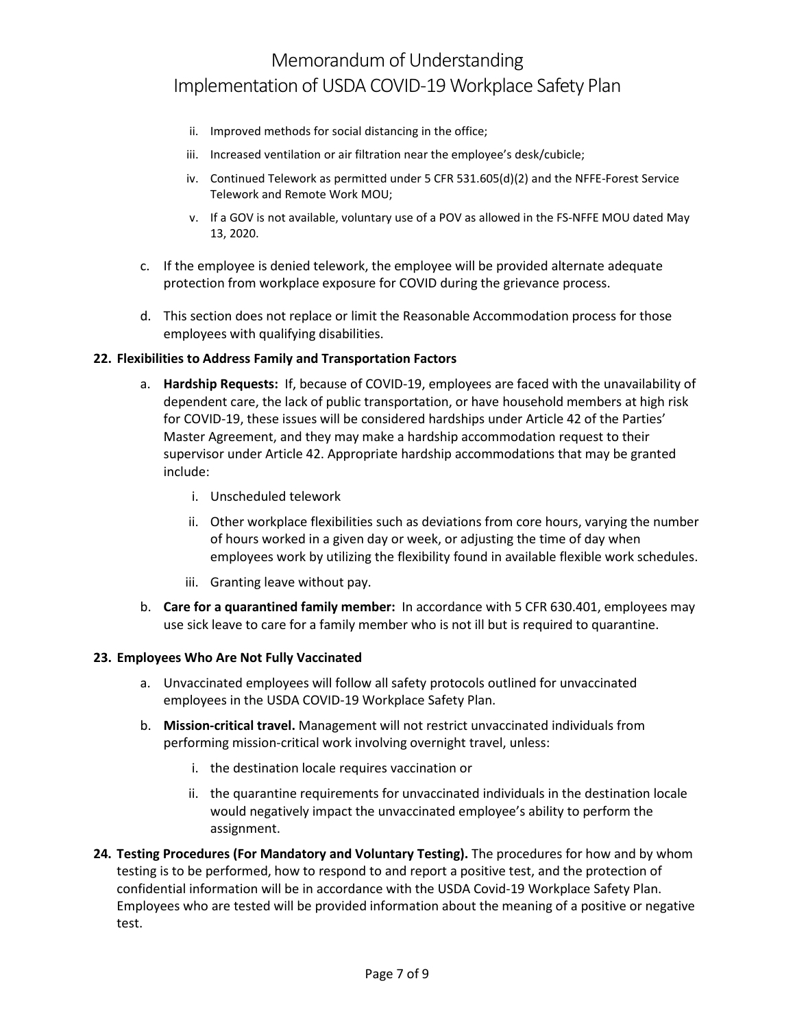ii. Improved methods for social distancing in the office;

iii. Increased ventilation or air filtration near the employee's desk/cubicle;

iv. Continued Telework as permitted under 5 CFR 531.605(d)(2) and the NFFE-Forest Service Telework and Remote Work MOU;

v. If a GOV is not available, voluntary use of a POV as allowed in the FS-NFFE MOU dated May 13, 2020.

c. If the employee is denied telework, the employee will be provided alternate adequate protection from workplace exposure for COVID during the grievance process.

d. This section does not replace or limit the Reasonable Accommodation process for those employees with qualifying disabilities.

**22. Flexibilities to Address Family and Transportation Factors**

a. **Hardship Requests:** If, because of COVID-19, employees are faced with the unavailability of dependent care, the lack of public transportation, or have household members at high risk for COVID-19, these issues will be considered hardships under Article 42 of the Parties' Master Agreement, and they may make a hardship accommodation request to their supervisor under Article 42. Appropriate hardship accommodations that may be granted include:

   i. Unscheduled telework

   ii. Other workplace flexibilities such as deviations from core hours, varying the number of hours worked in a given day or week, or adjusting the time of day when employees work by utilizing the flexibility found in available flexible work schedules.

   iii. Granting leave without pay.

b. **Care for a quarantined family member:** In accordance with 5 CFR 630.401, employees may use sick leave to care for a family member who is not ill but is required to quarantine.

**23. Employees Who Are Not Fully Vaccinated**

a. Unvaccinated employees will follow all safety protocols outlined for unvaccinated employees in the USDA COVID-19 Workplace Safety Plan.

b. **Mission-critical travel.** Management will not restrict unvaccinated individuals from performing mission-critical work involving overnight travel, unless:

   i. the destination locale requires vaccination or

   ii. the quarantine requirements for unvaccinated individuals in the destination locale would negatively impact the unvaccinated employee's ability to perform the assignment.

**24. Testing Procedures (For Mandatory and Voluntary Testing).** The procedures for how and by whom testing is to be performed, how to respond to and report a positive test, and the protection of confidential information will be in accordance with the USDA Covid-19 Workplace Safety Plan. Employees who are tested will be provided information about the meaning of a positive or negative test.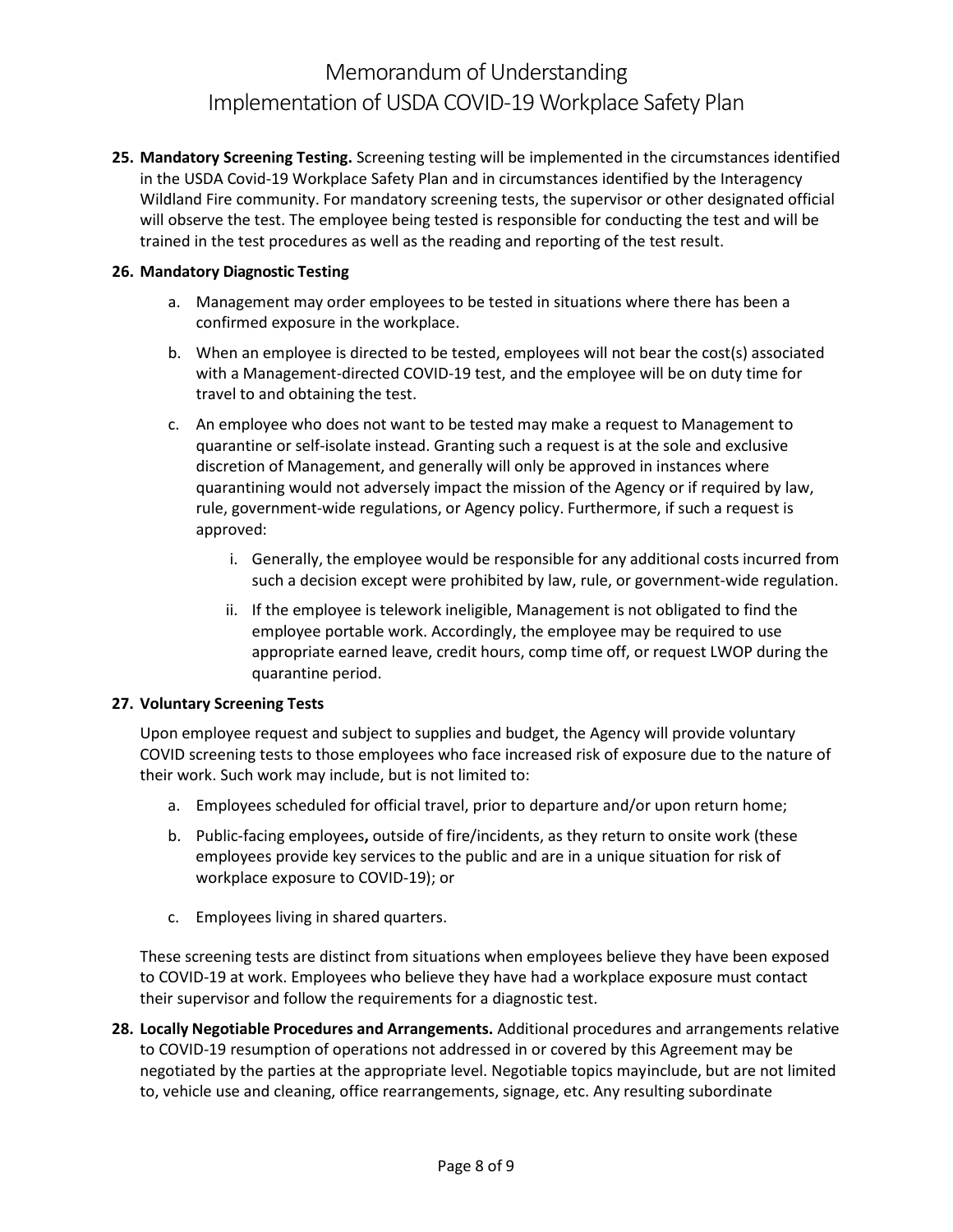**25. Mandatory Screening Testing.** Screening testing will be implemented in the circumstances identified in the USDA Covid-19 Workplace Safety Plan and in circumstances identified by the Interagency Wildland Fire community. For mandatory screening tests, the supervisor or other designated official will observe the test. The employee being tested is responsible for conducting the test and will be trained in the test procedures as well as the reading and reporting of the test result.

**26. Mandatory Diagnostic Testing**

a. Management may order employees to be tested in situations where there has been a confirmed exposure in the workplace.

b. When an employee is directed to be tested, employees will not bear the cost(s) associated with a Management-directed COVID-19 test, and the employee will be on duty time for travel to and obtaining the test.

c. An employee who does not want to be tested may make a request to Management to quarantine or self-isolate instead. Granting such a request is at the sole and exclusive discretion of Management, and generally will only be approved in instances where quarantining would not adversely impact the mission of the Agency or if required by law, rule, government-wide regulations, or Agency policy. Furthermore, if such a request is approved:

   i. Generally, the employee would be responsible for any additional costs incurred from such a decision except were prohibited by law, rule, or government-wide regulation.

   ii. If the employee is telework ineligible, Management is not obligated to find the employee portable work. Accordingly, the employee may be required to use appropriate earned leave, credit hours, comp time off, or request LWOP during the quarantine period.

**27. Voluntary Screening Tests**

Upon employee request and subject to supplies and budget, the Agency will provide voluntary COVID screening tests to those employees who face increased risk of exposure due to the nature of their work. Such work may include, but is not limited to:

a. Employees scheduled for official travel, prior to departure and/or upon return home;

b. Public-facing employees**,** outside of fire/incidents, as they return to onsite work (these employees provide key services to the public and are in a unique situation for risk of workplace exposure to COVID-19); or

c. Employees living in shared quarters.

These screening tests are distinct from situations when employees believe they have been exposed to COVID-19 at work. Employees who believe they have had a workplace exposure must contact their supervisor and follow the requirements for a diagnostic test.

**28. Locally Negotiable Procedures and Arrangements.** Additional procedures and arrangements relative to COVID-19 resumption of operations not addressed in or covered by this Agreement may be negotiated by the parties at the appropriate level. Negotiable topics mayinclude, but are not limited to, vehicle use and cleaning, office rearrangements, signage, etc. Any resulting subordinate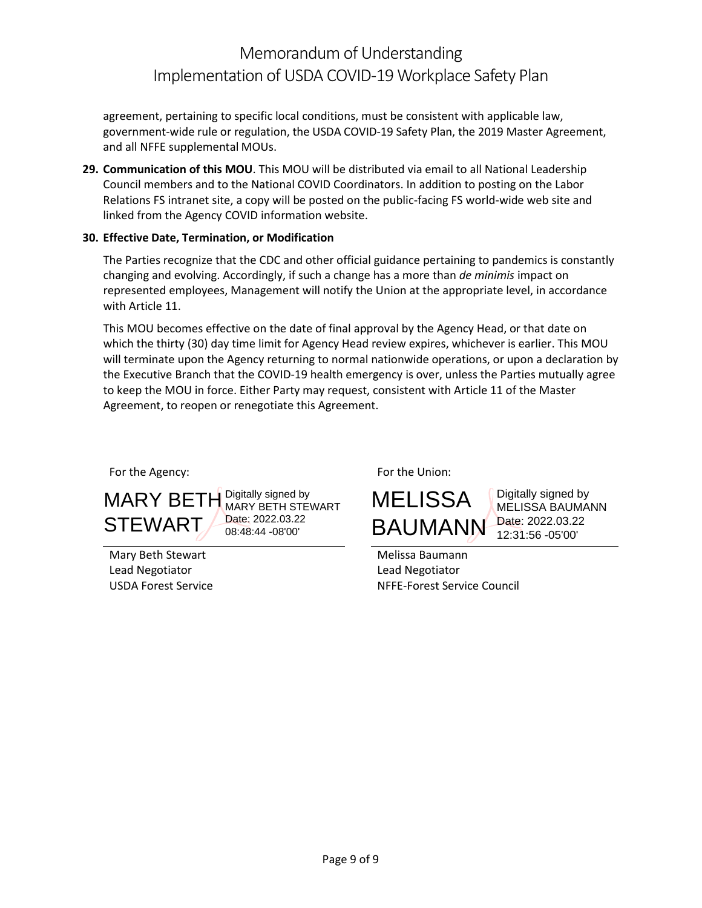agreement, pertaining to specific local conditions, must be consistent with applicable law, government-wide rule or regulation, the USDA COVID-19 Safety Plan, the 2019 Master Agreement, and all NFFE supplemental MOUs.

29. **Communication of this MOU**. This MOU will be distributed via email to all National Leadership Council members and to the National COVID Coordinators. In addition to posting on the Labor Relations FS intranet site, a copy will be posted on the public-facing FS world-wide web site and linked from the Agency COVID information website.

30. **Effective Date, Termination, or Modification**

    The Parties recognize that the CDC and other official guidance pertaining to pandemics is constantly changing and evolving. Accordingly, if such a change has a more than *de minimis* impact on represented employees, Management will notify the Union at the appropriate level, in accordance with Article 11.

    This MOU becomes effective on the date of final approval by the Agency Head, or that date on which the thirty (30) day time limit for Agency Head review expires, whichever is earlier. This MOU will terminate upon the Agency returning to normal nationwide operations, or upon a declaration by the Executive Branch that the COVID-19 health emergency is over, unless the Parties mutually agree to keep the MOU in force. Either Party may request, consistent with Article 11 of the Master Agreement, to reopen or renegotiate this Agreement.

For the Agency:

MARY BETH STEWART
Digitally signed by MARY BETH STEWART
Date: 2022.03.22 08:48:44 -08'00'

Mary Beth Stewart
Lead Negotiator
USDA Forest Service

For the Union:

MELISSA BAUMANN
Digitally signed by MELISSA BAUMANN
Date: 2022.03.22 12:31:56 -05'00'

Melissa Baumann
Lead Negotiator
NFFE-Forest Service Council